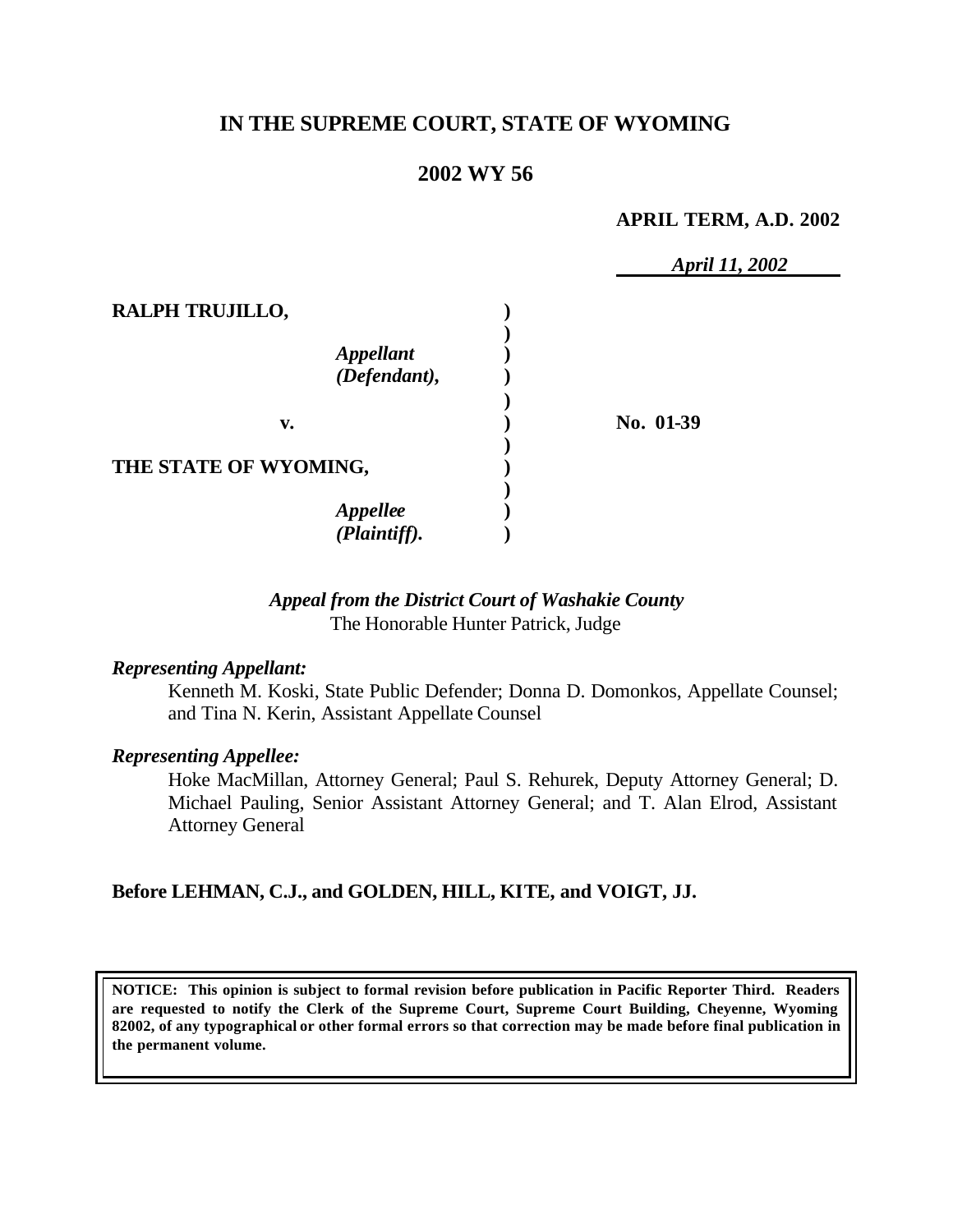# IN THE SUPREME COURT, STATE OF WYOMING

## 2002 WY 56

**APRIL TERM, A.D. 2002**

*April 11, 2002*

**RALPH TRUJILLO,**

*Appellant (Defendant),*

**v.**

**No. 01-39**

**THE STATE OF WYOMING,**

*Appellee (Plaintiff).*

*Appeal from the District Court of Washakie County*
The Honorable Hunter Patrick, Judge

*Representing Appellant:*

Kenneth M. Koski, State Public Defender; Donna D. Domonkos, Appellate Counsel; and Tina N. Kerin, Assistant Appellate Counsel

*Representing Appellee:*

Hoke MacMillan, Attorney General; Paul S. Rehurek, Deputy Attorney General; D. Michael Pauling, Senior Assistant Attorney General; and T. Alan Elrod, Assistant Attorney General

**Before LEHMAN, C.J., and GOLDEN, HILL, KITE, and VOIGT, JJ.**

**NOTICE: This opinion is subject to formal revision before publication in Pacific Reporter Third. Readers are requested to notify the Clerk of the Supreme Court, Supreme Court Building, Cheyenne, Wyoming 82002, of any typographical or other formal errors so that correction may be made before final publication in the permanent volume.**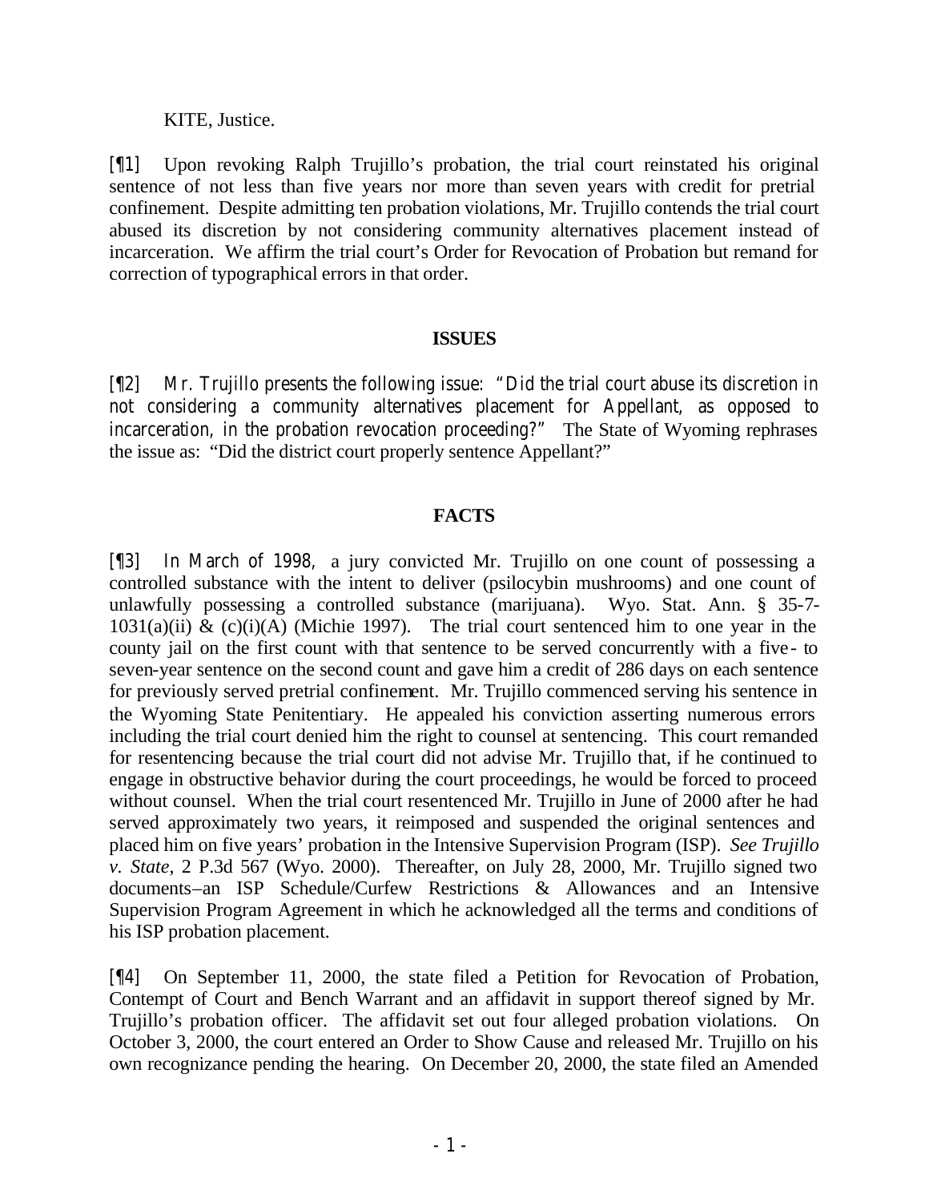KITE, Justice.

[¶1] Upon revoking Ralph Trujillo's probation, the trial court reinstated his original sentence of not less than five years nor more than seven years with credit for pretrial confinement. Despite admitting ten probation violations, Mr. Trujillo contends the trial court abused its discretion by not considering community alternatives placement instead of incarceration. We affirm the trial court's Order for Revocation of Probation but remand for correction of typographical errors in that order.

## ISSUES

[¶2] Mr. Trujillo presents the following issue: "Did the trial court abuse its discretion in not considering a community alternatives placement for Appellant, as opposed to incarceration, in the probation revocation proceeding?" The State of Wyoming rephrases the issue as: "Did the district court properly sentence Appellant?"

## FACTS

[¶3] In March of 1998, a jury convicted Mr. Trujillo on one count of possessing a controlled substance with the intent to deliver (psilocybin mushrooms) and one count of unlawfully possessing a controlled substance (marijuana). Wyo. Stat. Ann. § 35-7-1031(a)(ii) & (c)(i)(A) (Michie 1997). The trial court sentenced him to one year in the county jail on the first count with that sentence to be served concurrently with a five- to seven-year sentence on the second count and gave him a credit of 286 days on each sentence for previously served pretrial confinement. Mr. Trujillo commenced serving his sentence in the Wyoming State Penitentiary. He appealed his conviction asserting numerous errors including the trial court denied him the right to counsel at sentencing. This court remanded for resentencing because the trial court did not advise Mr. Trujillo that, if he continued to engage in obstructive behavior during the court proceedings, he would be forced to proceed without counsel. When the trial court resentenced Mr. Trujillo in June of 2000 after he had served approximately two years, it reimposed and suspended the original sentences and placed him on five years' probation in the Intensive Supervision Program (ISP). *See Trujillo v. State*, 2 P.3d 567 (Wyo. 2000). Thereafter, on July 28, 2000, Mr. Trujillo signed two documents–an ISP Schedule/Curfew Restrictions & Allowances and an Intensive Supervision Program Agreement in which he acknowledged all the terms and conditions of his ISP probation placement.

[¶4] On September 11, 2000, the state filed a Petition for Revocation of Probation, Contempt of Court and Bench Warrant and an affidavit in support thereof signed by Mr. Trujillo's probation officer. The affidavit set out four alleged probation violations. On October 3, 2000, the court entered an Order to Show Cause and released Mr. Trujillo on his own recognizance pending the hearing. On December 20, 2000, the state filed an Amended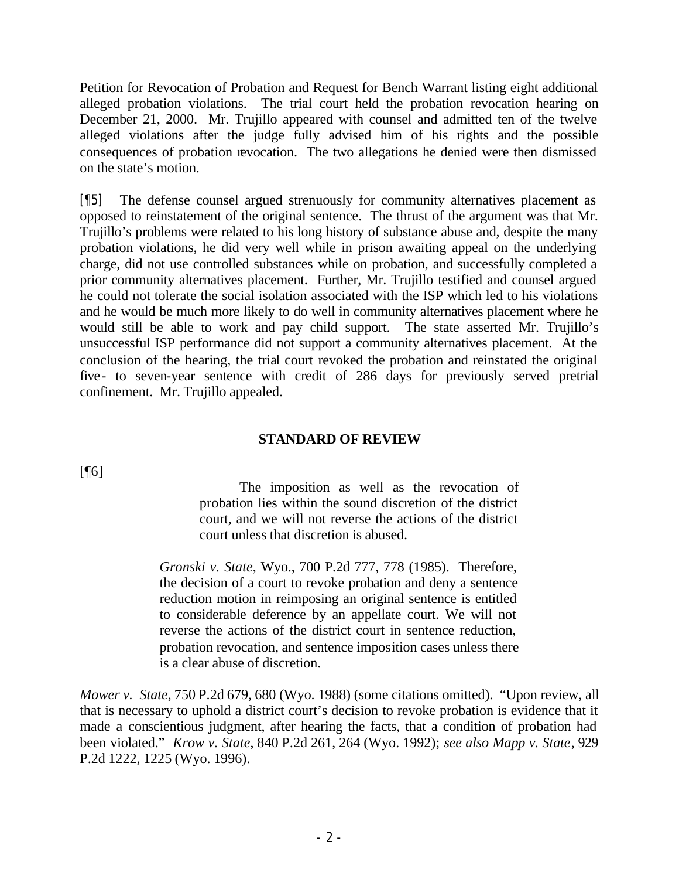Petition for Revocation of Probation and Request for Bench Warrant listing eight additional alleged probation violations. The trial court held the probation revocation hearing on December 21, 2000. Mr. Trujillo appeared with counsel and admitted ten of the twelve alleged violations after the judge fully advised him of his rights and the possible consequences of probation revocation. The two allegations he denied were then dismissed on the state's motion.

[¶5] The defense counsel argued strenuously for community alternatives placement as opposed to reinstatement of the original sentence. The thrust of the argument was that Mr. Trujillo's problems were related to his long history of substance abuse and, despite the many probation violations, he did very well while in prison awaiting appeal on the underlying charge, did not use controlled substances while on probation, and successfully completed a prior community alternatives placement. Further, Mr. Trujillo testified and counsel argued he could not tolerate the social isolation associated with the ISP which led to his violations and he would be much more likely to do well in community alternatives placement where he would still be able to work and pay child support. The state asserted Mr. Trujillo's unsuccessful ISP performance did not support a community alternatives placement. At the conclusion of the hearing, the trial court revoked the probation and reinstated the original five- to seven-year sentence with credit of 286 days for previously served pretrial confinement. Mr. Trujillo appealed.

## STANDARD OF REVIEW

[¶6]

> The imposition as well as the revocation of probation lies within the sound discretion of the district court, and we will not reverse the actions of the district court unless that discretion is abused.
>
> *Gronski v. State*, Wyo., 700 P.2d 777, 778 (1985). Therefore, the decision of a court to revoke probation and deny a sentence reduction motion in reimposing an original sentence is entitled to considerable deference by an appellate court. We will not reverse the actions of the district court in sentence reduction, probation revocation, and sentence imposition cases unless there is a clear abuse of discretion.

*Mower v. State*, 750 P.2d 679, 680 (Wyo. 1988) (some citations omitted). "Upon review, all that is necessary to uphold a district court's decision to revoke probation is evidence that it made a conscientious judgment, after hearing the facts, that a condition of probation had been violated." *Krow v. State*, 840 P.2d 261, 264 (Wyo. 1992); *see also Mapp v. State*, 929 P.2d 1222, 1225 (Wyo. 1996).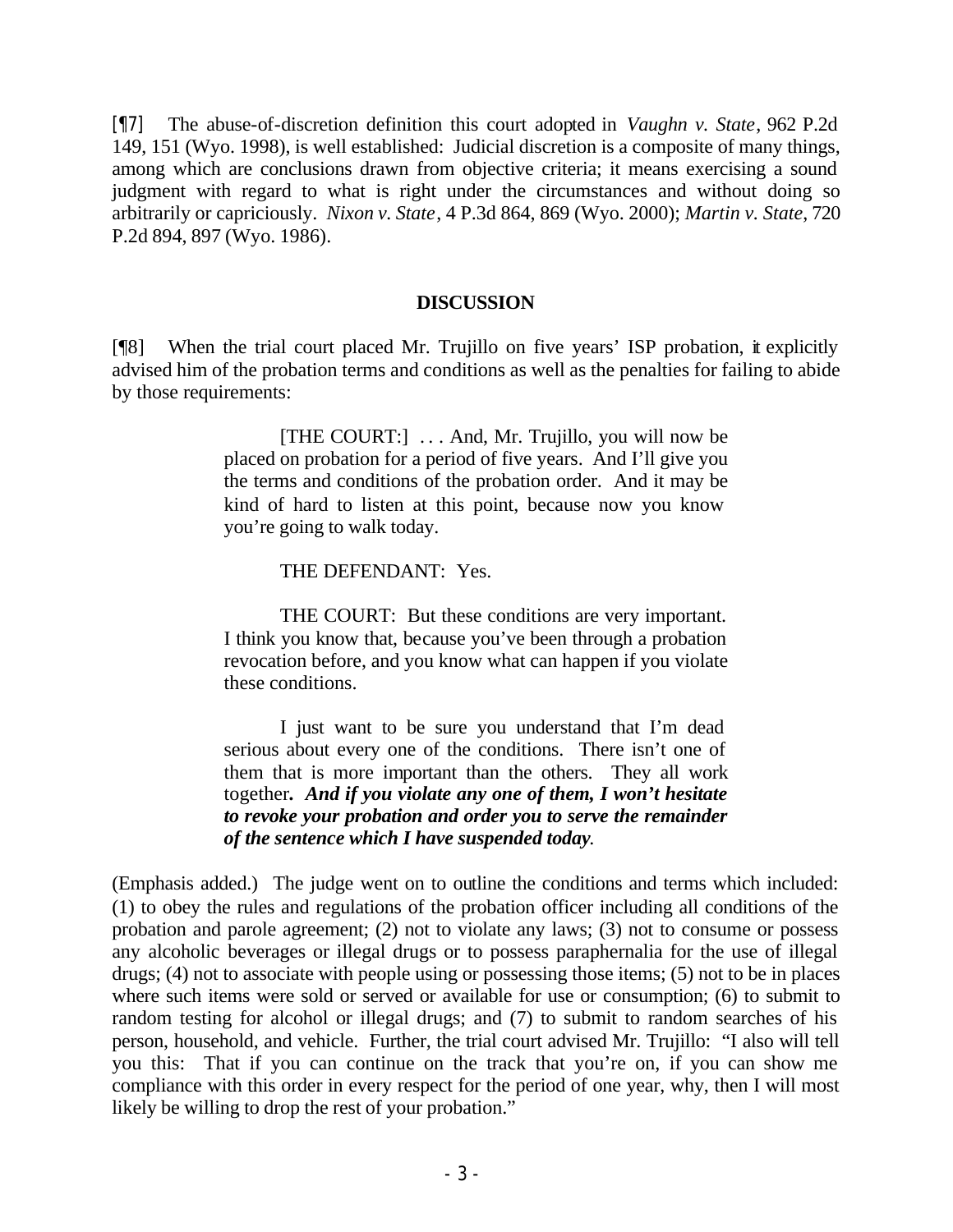[¶7] The abuse-of-discretion definition this court adopted in *Vaughn v. State*, 962 P.2d 149, 151 (Wyo. 1998), is well established: Judicial discretion is a composite of many things, among which are conclusions drawn from objective criteria; it means exercising a sound judgment with regard to what is right under the circumstances and without doing so arbitrarily or capriciously. *Nixon v. State*, 4 P.3d 864, 869 (Wyo. 2000); *Martin v. State*, 720 P.2d 894, 897 (Wyo. 1986).

## DISCUSSION

[¶8] When the trial court placed Mr. Trujillo on five years' ISP probation, it explicitly advised him of the probation terms and conditions as well as the penalties for failing to abide by those requirements:

> [THE COURT:] . . . And, Mr. Trujillo, you will now be placed on probation for a period of five years. And I'll give you the terms and conditions of the probation order. And it may be kind of hard to listen at this point, because now you know you're going to walk today.
>
> THE DEFENDANT: Yes.
>
> THE COURT: But these conditions are very important. I think you know that, because you've been through a probation revocation before, and you know what can happen if you violate these conditions.
>
> I just want to be sure you understand that I'm dead serious about every one of the conditions. There isn't one of them that is more important than the others. They all work together***. And if you violate any one of them, I won't hesitate to revoke your probation and order you to serve the remainder of the sentence which I have suspended today.***

(Emphasis added.) The judge went on to outline the conditions and terms which included: (1) to obey the rules and regulations of the probation officer including all conditions of the probation and parole agreement; (2) not to violate any laws; (3) not to consume or possess any alcoholic beverages or illegal drugs or to possess paraphernalia for the use of illegal drugs; (4) not to associate with people using or possessing those items; (5) not to be in places where such items were sold or served or available for use or consumption; (6) to submit to random testing for alcohol or illegal drugs; and (7) to submit to random searches of his person, household, and vehicle. Further, the trial court advised Mr. Trujillo: "I also will tell you this: That if you can continue on the track that you're on, if you can show me compliance with this order in every respect for the period of one year, why, then I will most likely be willing to drop the rest of your probation."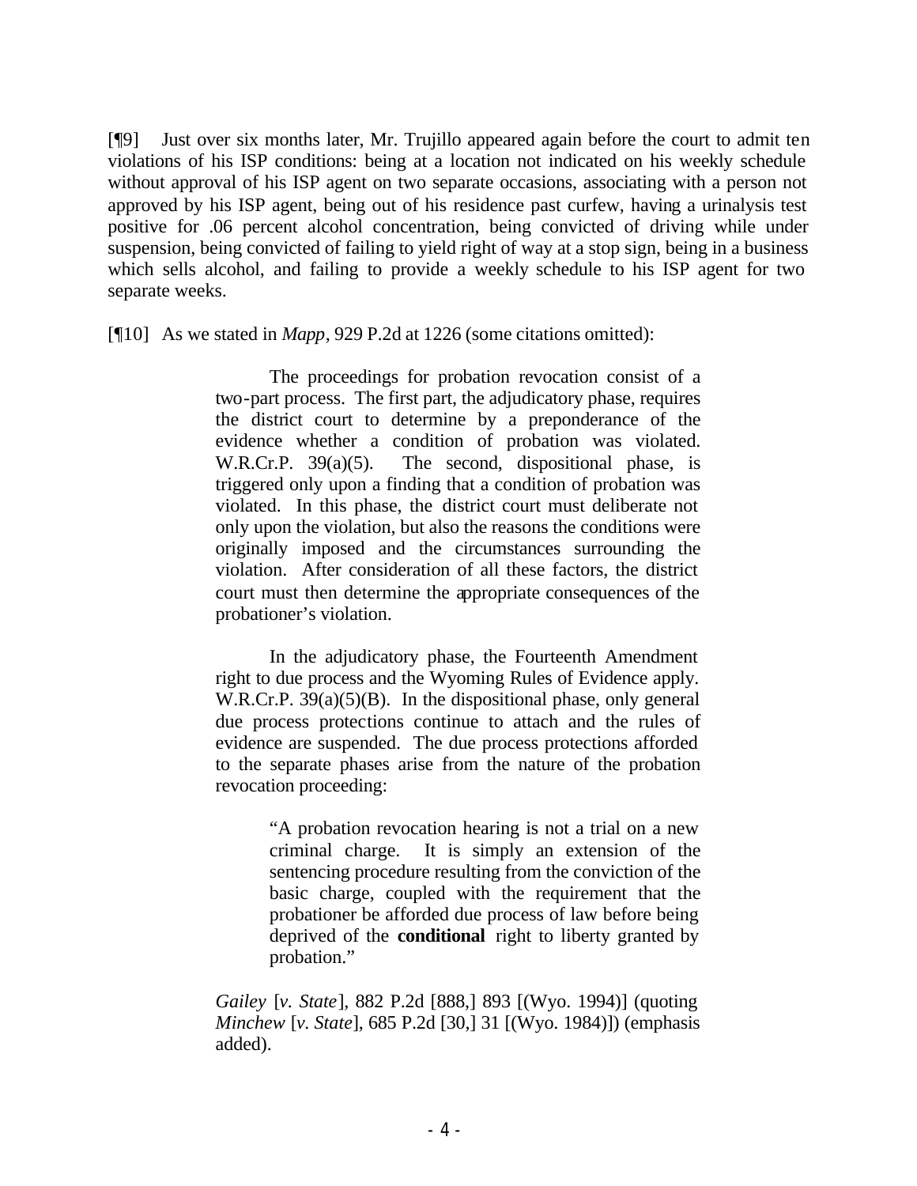[¶9] Just over six months later, Mr. Trujillo appeared again before the court to admit ten violations of his ISP conditions: being at a location not indicated on his weekly schedule without approval of his ISP agent on two separate occasions, associating with a person not approved by his ISP agent, being out of his residence past curfew, having a urinalysis test positive for .06 percent alcohol concentration, being convicted of driving while under suspension, being convicted of failing to yield right of way at a stop sign, being in a business which sells alcohol, and failing to provide a weekly schedule to his ISP agent for two separate weeks.

[¶10] As we stated in *Mapp*, 929 P.2d at 1226 (some citations omitted):

> The proceedings for probation revocation consist of a two-part process. The first part, the adjudicatory phase, requires the district court to determine by a preponderance of the evidence whether a condition of probation was violated. W.R.Cr.P. 39(a)(5). The second, dispositional phase, is triggered only upon a finding that a condition of probation was violated. In this phase, the district court must deliberate not only upon the violation, but also the reasons the conditions were originally imposed and the circumstances surrounding the violation. After consideration of all these factors, the district court must then determine the appropriate consequences of the probationer's violation.
>
> In the adjudicatory phase, the Fourteenth Amendment right to due process and the Wyoming Rules of Evidence apply. W.R.Cr.P. 39(a)(5)(B). In the dispositional phase, only general due process protections continue to attach and the rules of evidence are suspended. The due process protections afforded to the separate phases arise from the nature of the probation revocation proceeding:
>
> > "A probation revocation hearing is not a trial on a new criminal charge. It is simply an extension of the sentencing procedure resulting from the conviction of the basic charge, coupled with the requirement that the probationer be afforded due process of law before being deprived of the **conditional** right to liberty granted by probation."
>
> *Gailey* [*v. State*], 882 P.2d [888,] 893 [(Wyo. 1994)] (quoting *Minchew* [*v. State*], 685 P.2d [30,] 31 [(Wyo. 1984)]) (emphasis added).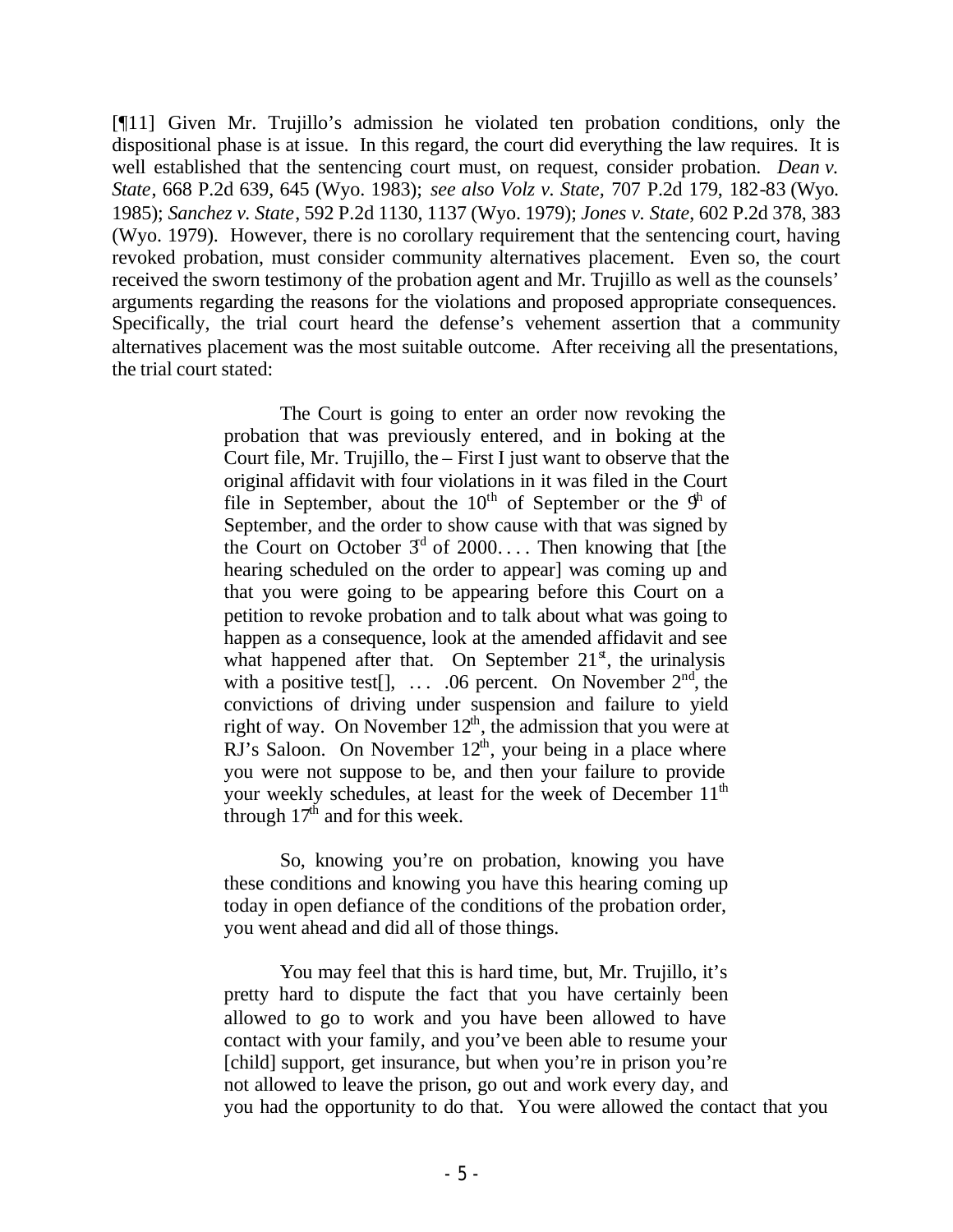[¶11] Given Mr. Trujillo's admission he violated ten probation conditions, only the dispositional phase is at issue. In this regard, the court did everything the law requires. It is well established that the sentencing court must, on request, consider probation. *Dean v. State*, 668 P.2d 639, 645 (Wyo. 1983); *see also Volz v. State,* 707 P.2d 179, 182-83 (Wyo. 1985); *Sanchez v. State*, 592 P.2d 1130, 1137 (Wyo. 1979); *Jones v. State*, 602 P.2d 378, 383 (Wyo. 1979). However, there is no corollary requirement that the sentencing court, having revoked probation, must consider community alternatives placement. Even so, the court received the sworn testimony of the probation agent and Mr. Trujillo as well as the counsels' arguments regarding the reasons for the violations and proposed appropriate consequences. Specifically, the trial court heard the defense's vehement assertion that a community alternatives placement was the most suitable outcome. After receiving all the presentations, the trial court stated:

> The Court is going to enter an order now revoking the probation that was previously entered, and in looking at the Court file, Mr. Trujillo, the – First I just want to observe that the original affidavit with four violations in it was filed in the Court file in September, about the 10th of September or the 9th of September, and the order to show cause with that was signed by the Court on October 3rd of 2000. . . . Then knowing that [the hearing scheduled on the order to appear] was coming up and that you were going to be appearing before this Court on a petition to revoke probation and to talk about what was going to happen as a consequence, look at the amended affidavit and see what happened after that. On September 21st, the urinalysis with a positive test[], . . . .06 percent. On November 2nd, the convictions of driving under suspension and failure to yield right of way. On November 12th, the admission that you were at RJ's Saloon. On November 12th, your being in a place where you were not suppose to be, and then your failure to provide your weekly schedules, at least for the week of December 11th through 17th and for this week.
>
> So, knowing you're on probation, knowing you have these conditions and knowing you have this hearing coming up today in open defiance of the conditions of the probation order, you went ahead and did all of those things.
>
> You may feel that this is hard time, but, Mr. Trujillo, it's pretty hard to dispute the fact that you have certainly been allowed to go to work and you have been allowed to have contact with your family, and you've been able to resume your [child] support, get insurance, but when you're in prison you're not allowed to leave the prison, go out and work every day, and you had the opportunity to do that. You were allowed the contact that you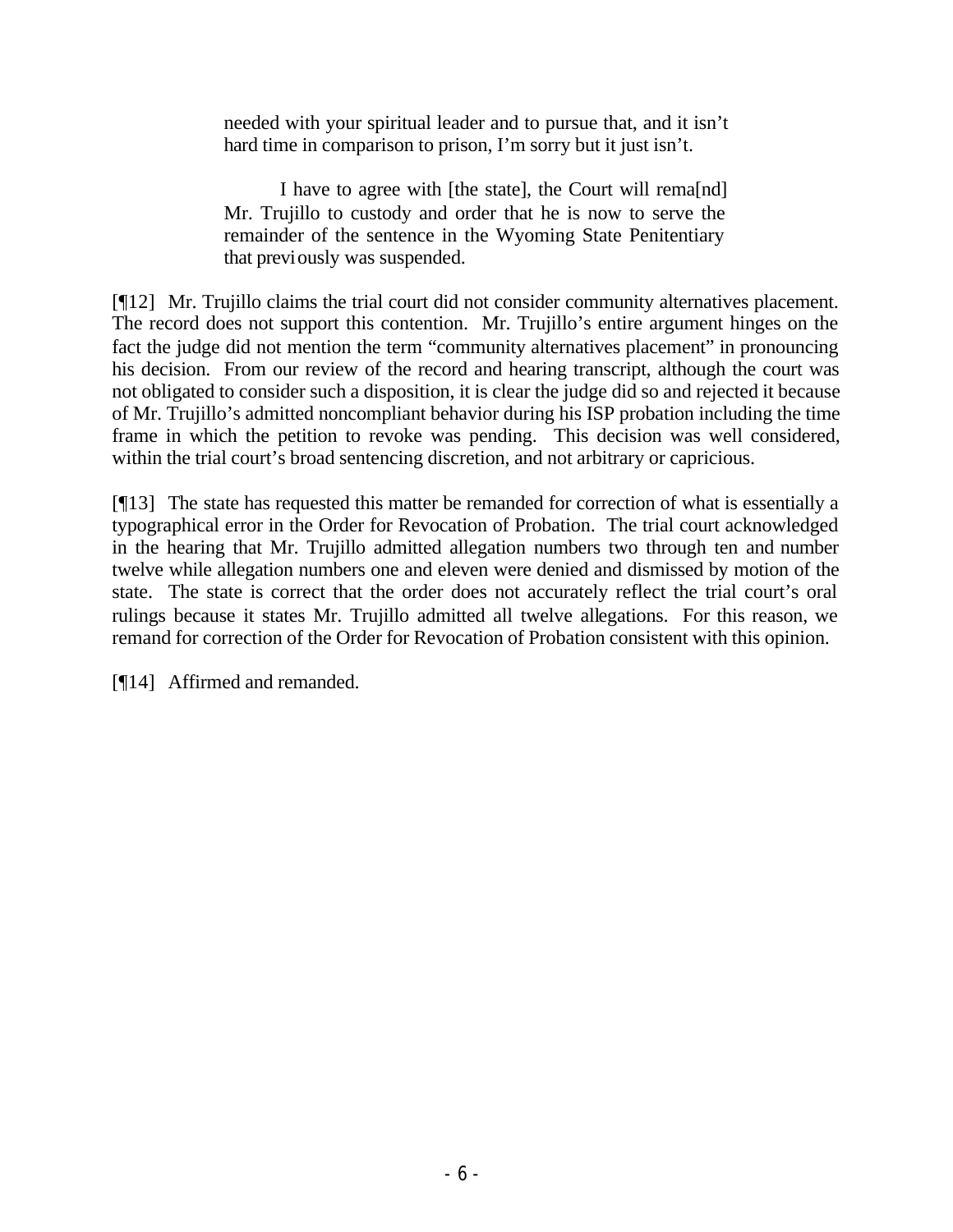> needed with your spiritual leader and to pursue that, and it isn't hard time in comparison to prison, I'm sorry but it just isn't.
>
> I have to agree with [the state], the Court will rema[nd] Mr. Trujillo to custody and order that he is now to serve the remainder of the sentence in the Wyoming State Penitentiary that previously was suspended.

[¶12] Mr. Trujillo claims the trial court did not consider community alternatives placement. The record does not support this contention. Mr. Trujillo's entire argument hinges on the fact the judge did not mention the term "community alternatives placement" in pronouncing his decision. From our review of the record and hearing transcript, although the court was not obligated to consider such a disposition, it is clear the judge did so and rejected it because of Mr. Trujillo's admitted noncompliant behavior during his ISP probation including the time frame in which the petition to revoke was pending. This decision was well considered, within the trial court's broad sentencing discretion, and not arbitrary or capricious.

[¶13] The state has requested this matter be remanded for correction of what is essentially a typographical error in the Order for Revocation of Probation. The trial court acknowledged in the hearing that Mr. Trujillo admitted allegation numbers two through ten and number twelve while allegation numbers one and eleven were denied and dismissed by motion of the state. The state is correct that the order does not accurately reflect the trial court's oral rulings because it states Mr. Trujillo admitted all twelve allegations. For this reason, we remand for correction of the Order for Revocation of Probation consistent with this opinion.

[¶14] Affirmed and remanded.